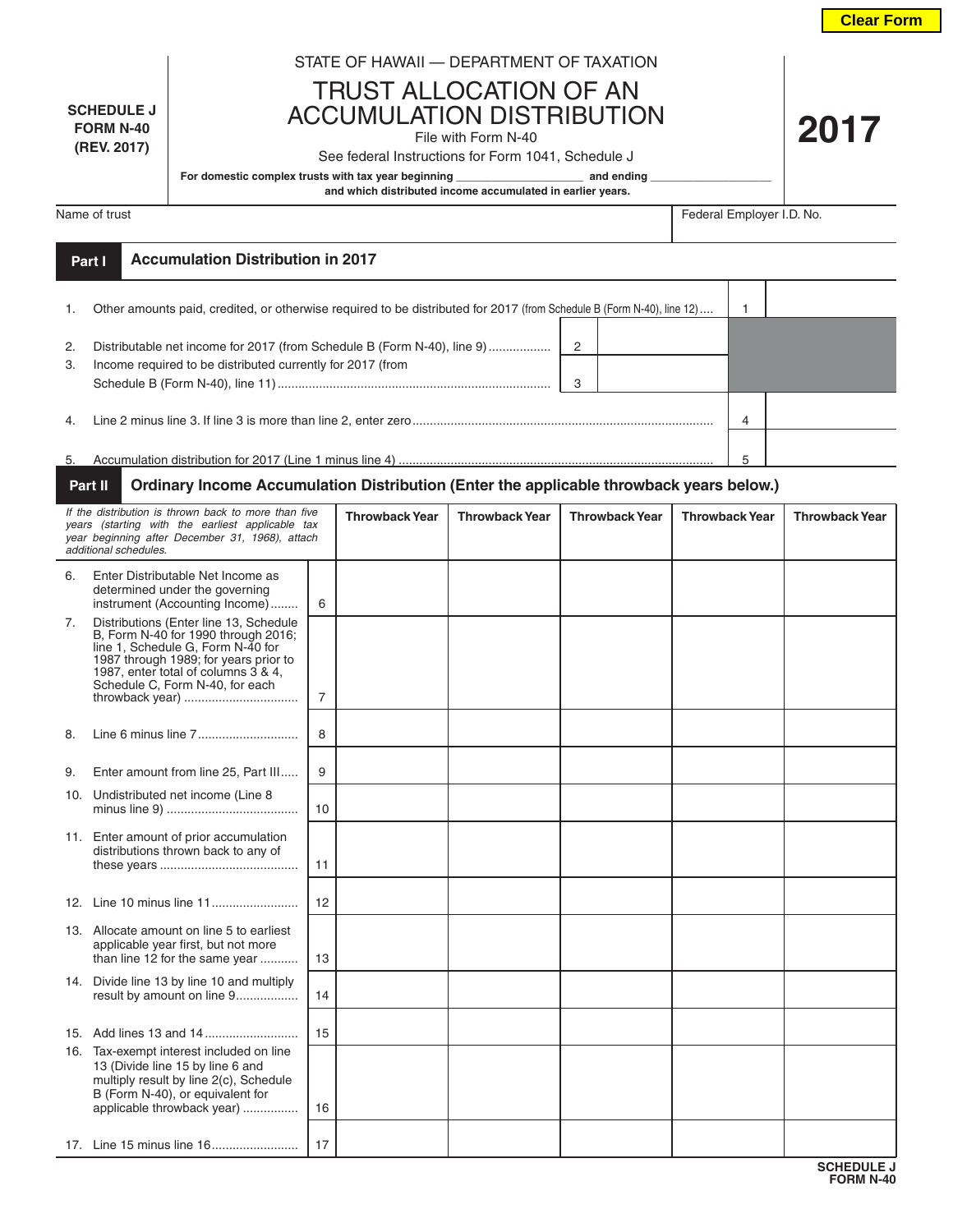STATE OF HAWAII — DEPARTMENT OF TAXATION

**SCHEDULE J**
**FORM N-40**
**(REV. 2017)**

# TRUST ALLOCATION OF AN ACCUMULATION DISTRIBUTION

File with Form N-40

See federal Instructions for Form 1041, Schedule J

**2017**

**For domestic complex trusts with tax year beginning ____________________ and ending ____________________ and which distributed income accumulated in earlier years.**

Name of trust | Federal Employer I.D. No.

## Part I Accumulation Distribution in 2017

| | | | |
|---|---|---|---|
| 1. | Other amounts paid, credited, or otherwise required to be distributed for 2017 (from Schedule B (Form N-40), line 12).... | 1 | |
| 2. | Distributable net income for 2017 (from Schedule B (Form N-40), line 9) ................. | 2 | |
| 3. | Income required to be distributed currently for 2017 (from Schedule B (Form N-40), line 11) ................................................................................ | 3 | |
| 4. | Line 2 minus line 3. If line 3 is more than line 2, enter zero ................................................................................ | 4 | |
| 5. | Accumulation distribution for 2017 (Line 1 minus line 4) ................................................................................ | 5 | |

## Part II Ordinary Income Accumulation Distribution (Enter the applicable throwback years below.)

| *If the distribution is thrown back to more than five years (starting with the earliest applicable tax year beginning after December 31, 1968), attach additional schedules.* | | Throwback Year | Throwback Year | Throwback Year | Throwback Year | Throwback Year |
|---|---|---|---|---|---|---|
| 6. Enter Distributable Net Income as determined under the governing instrument (Accounting Income)........ | 6 | | | | | |
| 7. Distributions (Enter line 13, Schedule B, Form N-40 for 1990 through 2016; line 1, Schedule G, Form N-40 for 1987 through 1989; for years prior to 1987, enter total of columns 3 & 4, Schedule C, Form N-40, for each throwback year) ................................ | 7 | | | | | |
| 8. Line 6 minus line 7............................ | 8 | | | | | |
| 9. Enter amount from line 25, Part III..... | 9 | | | | | |
| 10. Undistributed net income (Line 8 minus line 9) ..................................... | 10 | | | | | |
| 11. Enter amount of prior accumulation distributions thrown back to any of these years ....................................... | 11 | | | | | |
| 12. Line 10 minus line 11......................... | 12 | | | | | |
| 13. Allocate amount on line 5 to earliest applicable year first, but not more than line 12 for the same year .......... | 13 | | | | | |
| 14. Divide line 13 by line 10 and multiply result by amount on line 9................. | 14 | | | | | |
| 15. Add lines 13 and 14.......................... | 15 | | | | | |
| 16. Tax-exempt interest included on line 13 (Divide line 15 by line 6 and multiply result by line 2(c), Schedule B (Form N-40), or equivalent for applicable throwback year) ............... | 16 | | | | | |
| 17. Line 15 minus line 16........................ | 17 | | | | | |

**SCHEDULE J**
**FORM N-40**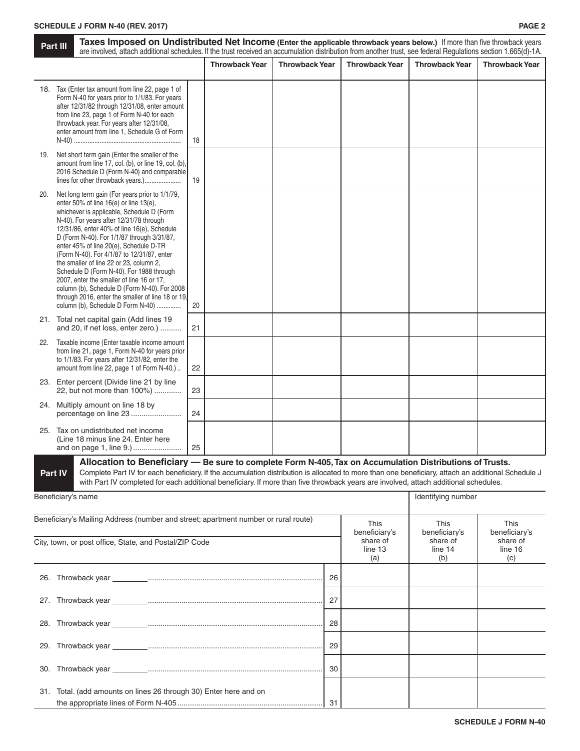## Part III Taxes Imposed on Undistributed Net Income (Enter the applicable throwback years below.)

If more than five throwback years are involved, attach additional schedules. If the trust received an accumulation distribution from another trust, see federal Regulations section 1.665(d)-1A.

| | | Throwback Year | Throwback Year | Throwback Year | Throwback Year | Throwback Year |
|---|---|---|---|---|---|---|
| 18. Tax (Enter tax amount from line 22, page 1 of Form N-40 for years prior to 1/1/83. For years after 12/31/82 through 12/31/08, enter amount from line 23, page 1 of Form N-40 for each throwback year. For years after 12/31/08, enter amount from line 1, Schedule G of Form N-40) | 18 | | | | | |
| 19. Net short term gain (Enter the smaller of the amount from line 17, col. (b), or line 19, col. (b), 2016 Schedule D (Form N-40) and comparable lines for other throwback years.) | 19 | | | | | |
| 20. Net long term gain (For years prior to 1/1/79, enter 50% of line 16(e) or line 13(e), whichever is applicable, Schedule D (Form N-40). For years after 12/31/78 through 12/31/86, enter 40% of line 16(e), Schedule D (Form N-40). For 1/1/87 through 3/31/87, enter 45% of line 20(e), Schedule D-TR (Form N-40). For 4/1/87 to 12/31/87, enter the smaller of line 22 or 23, column 2, Schedule D (Form N-40). For 1988 through 2007, enter the smaller of line 16 or 17, column (b), Schedule D (Form N-40). For 2008 through 2016, enter the smaller of line 18 or 19, column (b), Schedule D Form N-40) | 20 | | | | | |
| 21. Total net capital gain (Add lines 19 and 20, if net loss, enter zero.) | 21 | | | | | |
| 22. Taxable income (Enter taxable income amount from line 21, page 1, Form N-40 for years prior to 1/1/83. For years after 12/31/82, enter the amount from line 22, page 1 of Form N-40.) | 22 | | | | | |
| 23. Enter percent (Divide line 21 by line 22, but not more than 100%) | 23 | | | | | |
| 24. Multiply amount on line 18 by percentage on line 23 | 24 | | | | | |
| 25. Tax on undistributed net income (Line 18 minus line 24. Enter here and on page 1, line 9.) | 25 | | | | | |

## Part IV Allocation to Beneficiary — Be sure to complete Form N-405, Tax on Accumulation Distributions of Trusts.

Complete Part IV for each beneficiary. If the accumulation distribution is allocated to more than one beneficiary, attach an additional Schedule J with Part IV completed for each additional beneficiary. If more than five throwback years are involved, attach additional schedules.

Beneficiary's name | Identifying number

Beneficiary's Mailing Address (number and street; apartment number or rural route)

City, town, or post office, State, and Postal/ZIP Code

| | | This beneficiary's share of line 13 (a) | This beneficiary's share of line 14 (b) | This beneficiary's share of line 16 (c) |
|---|---|---|---|---|
| 26. Throwback year ________ | 26 | | | |
| 27. Throwback year ________ | 27 | | | |
| 28. Throwback year ________ | 28 | | | |
| 29. Throwback year ________ | 29 | | | |
| 30. Throwback year ________ | 30 | | | |
| 31. Total. (add amounts on lines 26 through 30) Enter here and on the appropriate lines of Form N-405 | 31 | | | |